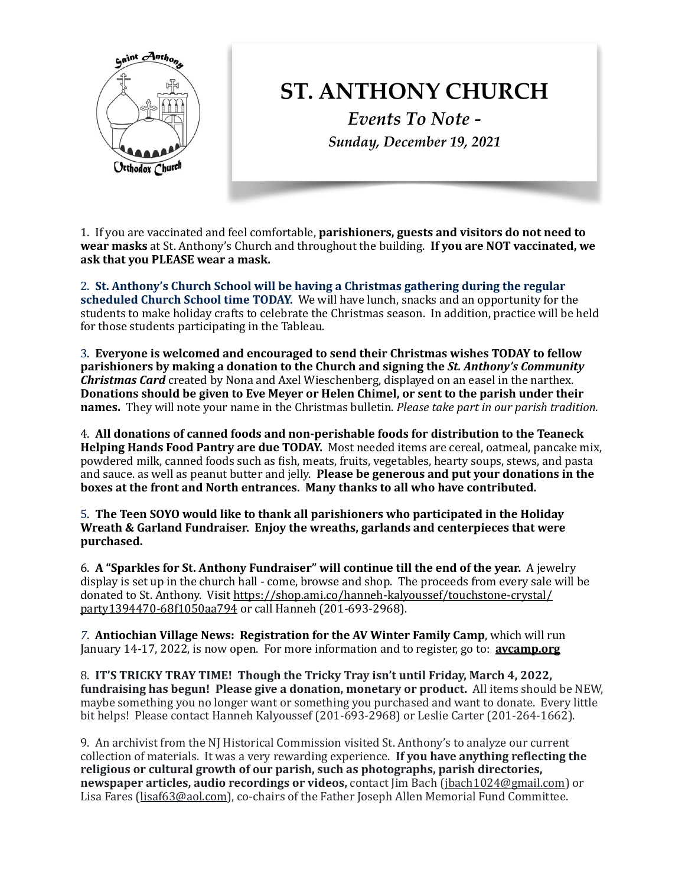# ST. ANTHONY CHURCH

*Events To Note -*

*Sunday, December 19, 2021*

1. If you are vaccinated and feel comfortable, **parishioners, guests and visitors do not need to wear masks** at St. Anthony's Church and throughout the building. **If you are NOT vaccinated, we ask that you PLEASE wear a mask.**

2. **St. Anthony's Church School will be having a Christmas gathering during the regular scheduled Church School time TODAY.** We will have lunch, snacks and an opportunity for the students to make holiday crafts to celebrate the Christmas season. In addition, practice will be held for those students participating in the Tableau.

3. **Everyone is welcomed and encouraged to send their Christmas wishes TODAY to fellow parishioners by making a donation to the Church and signing the *St. Anthony's Community Christmas Card*** created by Nona and Axel Wieschenberg, displayed on an easel in the narthex. **Donations should be given to Eve Meyer or Helen Chimel, or sent to the parish under their names.** They will note your name in the Christmas bulletin. *Please take part in our parish tradition.*

4. **All donations of canned foods and non-perishable foods for distribution to the Teaneck Helping Hands Food Pantry are due TODAY.** Most needed items are cereal, oatmeal, pancake mix, powdered milk, canned foods such as fish, meats, fruits, vegetables, hearty soups, stews, and pasta and sauce. as well as peanut butter and jelly. **Please be generous and put your donations in the boxes at the front and North entrances. Many thanks to all who have contributed.**

5. **The Teen SOYO would like to thank all parishioners who participated in the Holiday Wreath & Garland Fundraiser. Enjoy the wreaths, garlands and centerpieces that were purchased.**

6. **A "Sparkles for St. Anthony Fundraiser" will continue till the end of the year.** A jewelry display is set up in the church hall - come, browse and shop. The proceeds from every sale will be donated to St. Anthony. Visit https://shop.ami.co/hanneh-kalyoussef/touchstone-crystal/party1394470-68f1050aa794 or call Hanneh (201-693-2968).

7. **Antiochian Village News: Registration for the AV Winter Family Camp**, which will run January 14-17, 2022, is now open. For more information and to register, go to: **avcamp.org**

8. **IT'S TRICKY TRAY TIME! Though the Tricky Tray isn't until Friday, March 4, 2022, fundraising has begun! Please give a donation, monetary or product.** All items should be NEW, maybe something you no longer want or something you purchased and want to donate. Every little bit helps! Please contact Hanneh Kalyoussef (201-693-2968) or Leslie Carter (201-264-1662).

9. An archivist from the NJ Historical Commission visited St. Anthony's to analyze our current collection of materials. It was a very rewarding experience. **If you have anything reflecting the religious or cultural growth of our parish, such as photographs, parish directories, newspaper articles, audio recordings or videos,** contact Jim Bach (jbach1024@gmail.com) or Lisa Fares (lisaf63@aol.com), co-chairs of the Father Joseph Allen Memorial Fund Committee.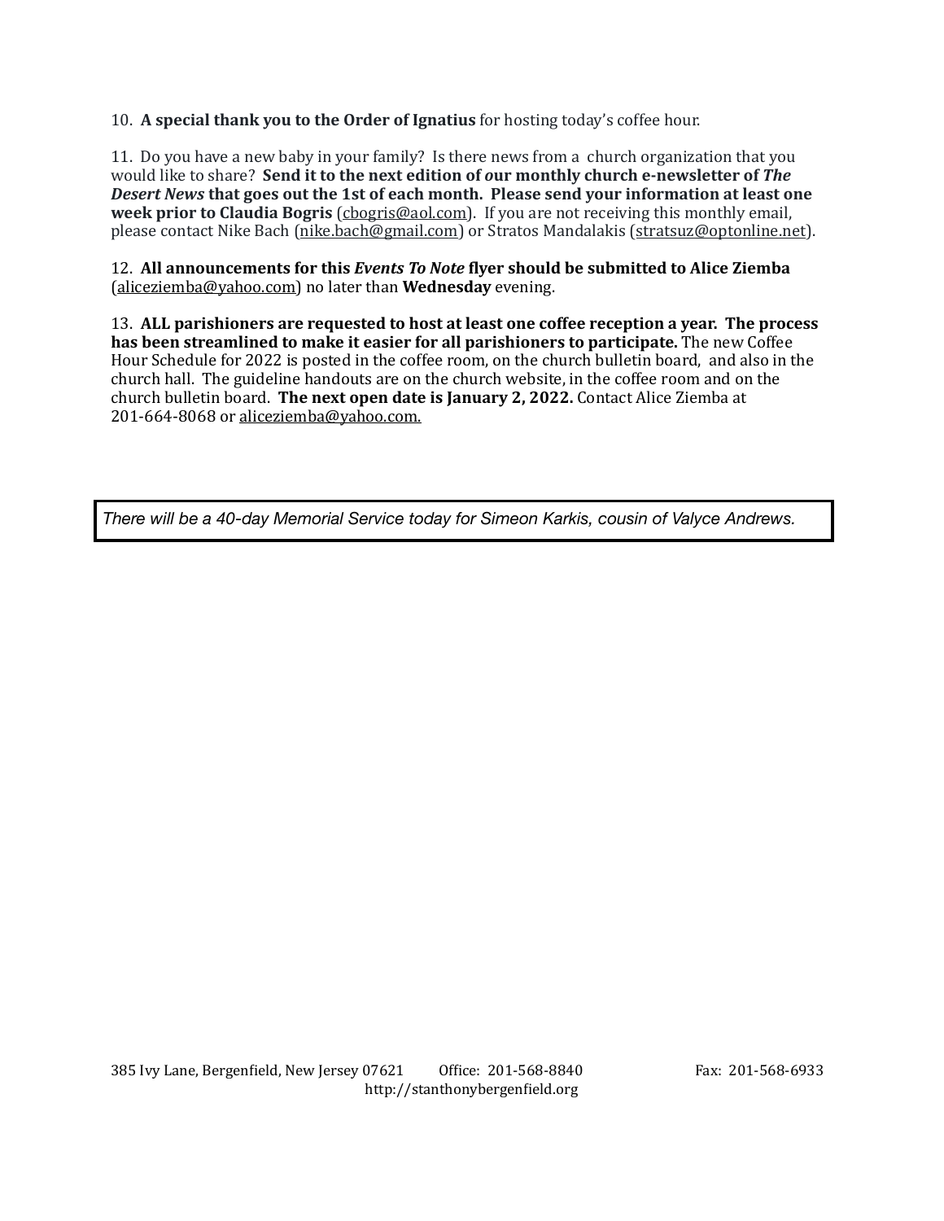10. **A special thank you to the Order of Ignatius** for hosting today's coffee hour.

11. Do you have a new baby in your family? Is there news from a church organization that you would like to share? **Send it to the next edition of our monthly church e-newsletter of *The Desert News* that goes out the 1st of each month. Please send your information at least one week prior to Claudia Bogris** (cbogris@aol.com). If you are not receiving this monthly email, please contact Nike Bach (nike.bach@gmail.com) or Stratos Mandalakis (stratsuz@optonline.net).

12. **All announcements for this *Events To Note* flyer should be submitted to Alice Ziemba** (aliceziemba@yahoo.com) no later than **Wednesday** evening.

13. **ALL parishioners are requested to host at least one coffee reception a year. The process has been streamlined to make it easier for all parishioners to participate.** The new Coffee Hour Schedule for 2022 is posted in the coffee room, on the church bulletin board, and also in the church hall. The guideline handouts are on the church website, in the coffee room and on the church bulletin board. **The next open date is January 2, 2022.** Contact Alice Ziemba at 201-664-8068 or aliceziemba@yahoo.com.

*There will be a 40-day Memorial Service today for Simeon Karkis, cousin of Valyce Andrews.*